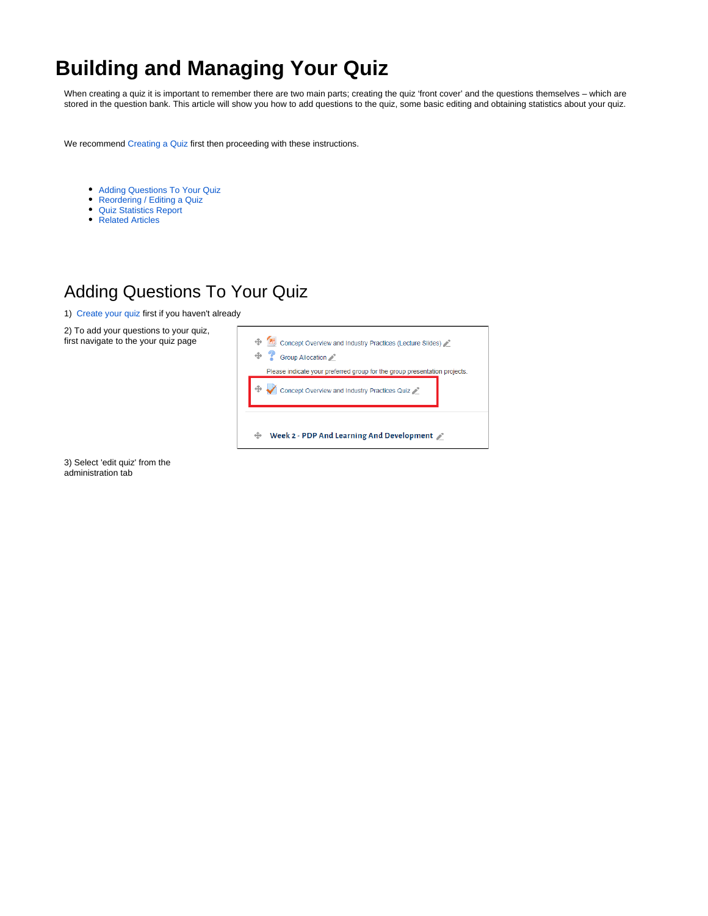# Building and Managing Your Quiz

When creating a quiz it is important to remember there are two main parts; creating the quiz 'front cover' and the questions themselves – which are stored in the question bank. This article will show you how to add questions to the quiz, some basic editing and obtaining statistics about your quiz.

We recommend Creating a Quiz first then proceeding with these instructions.

- Adding Questions To Your Quiz
- Reordering / Editing a Quiz
- Quiz Statistics Report
- Related Articles

## Adding Questions To Your Quiz

1) Create your quiz first if you haven't already

2) To add your questions to your quiz, first navigate to the your quiz page

3) Select 'edit quiz' from the administration tab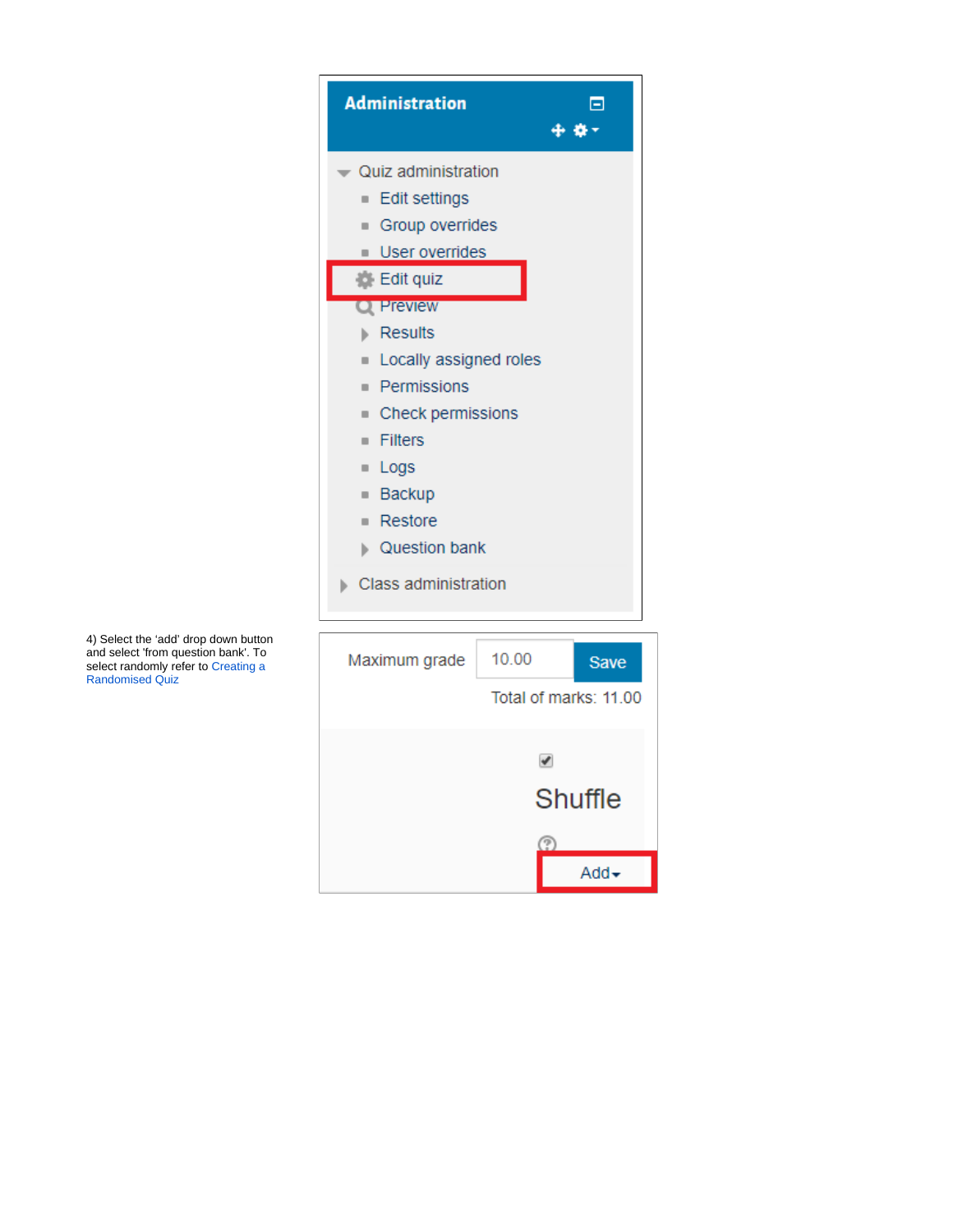Administration

- Quiz administration
  - Edit settings
  - Group overrides
  - User overrides
  - Edit quiz
  - Preview
  - Results
  - Locally assigned roles
  - Permissions
  - Check permissions
  - Filters
  - Logs
  - Backup
  - Restore
  - Question bank
- Class administration

4) Select the 'add' drop down button and select 'from question bank'. To select randomly refer to Creating a Randomised Quiz

Maximum grade 10.00 Save

Total of marks: 11.00

Shuffle

Add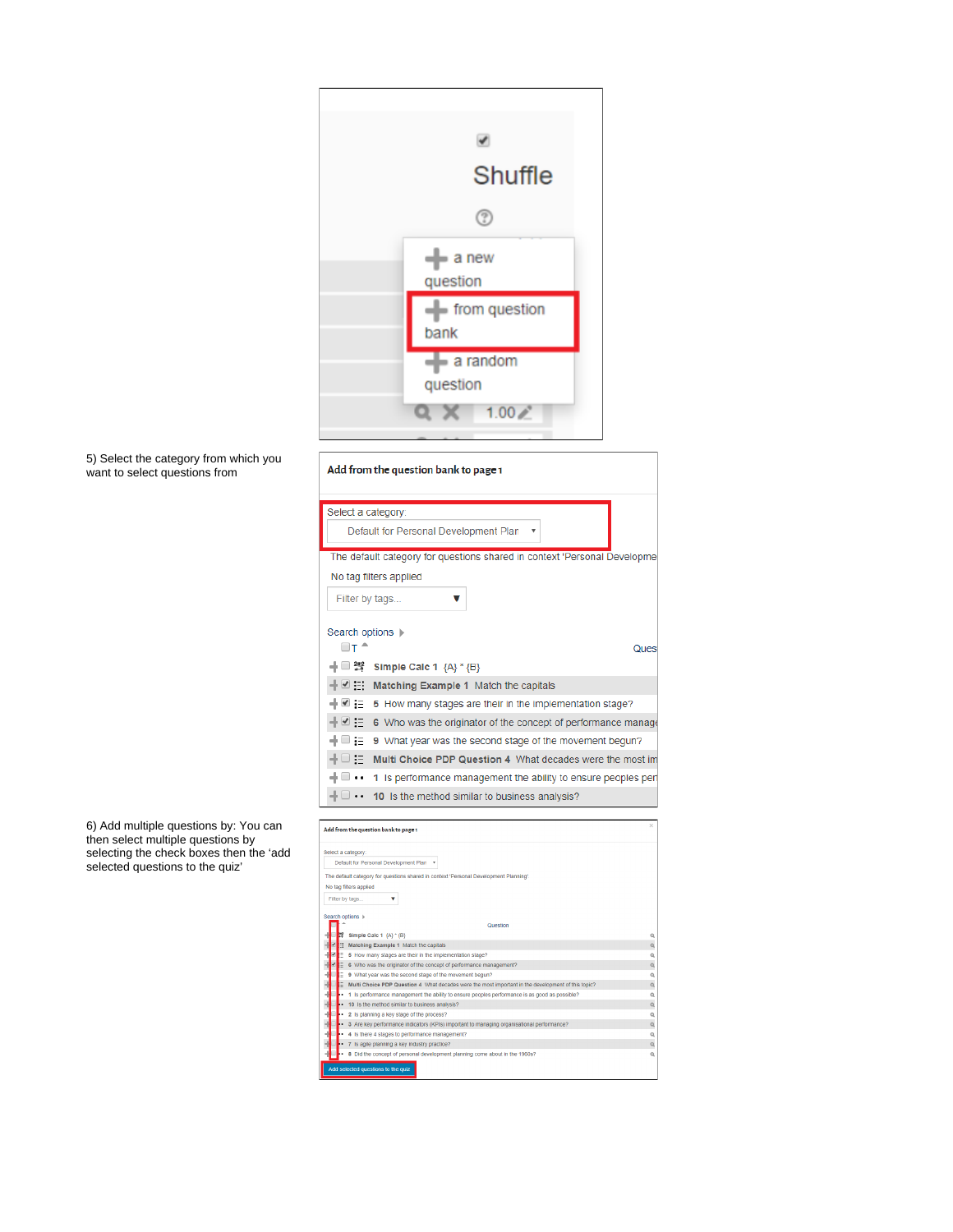5) Select the category from which you want to select questions from

6) Add multiple questions by: You can then select multiple questions by selecting the check boxes then the 'add selected questions to the quiz'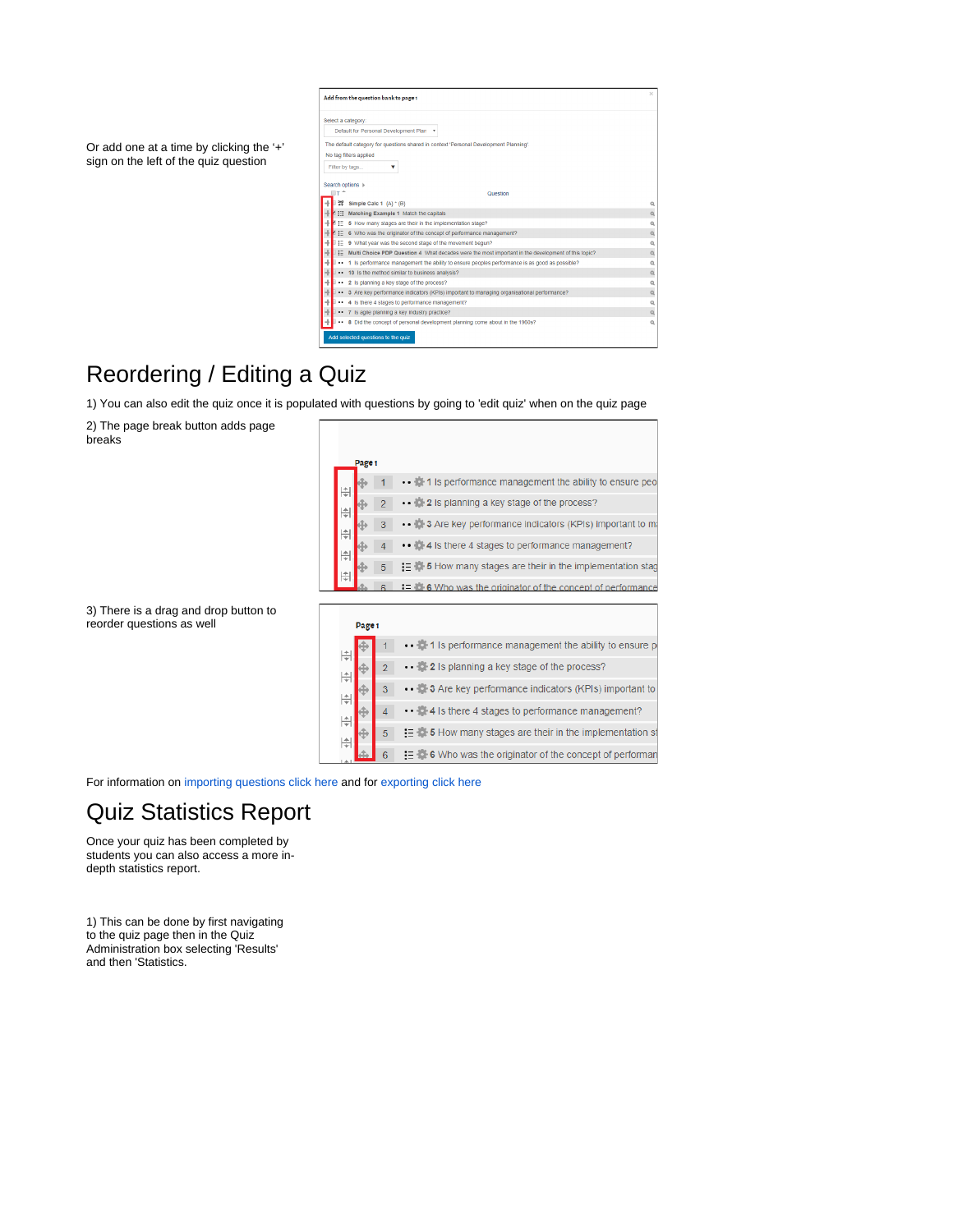Or add one at a time by clicking the '+' sign on the left of the quiz question

# Reordering / Editing a Quiz

1) You can also edit the quiz once it is populated with questions by going to 'edit quiz' when on the quiz page

2) The page break button adds page breaks

3) There is a drag and drop button to reorder questions as well

For information on importing questions click here and for exporting click here

# Quiz Statistics Report

Once your quiz has been completed by students you can also access a more in-depth statistics report.

1) This can be done by first navigating to the quiz page then in the Quiz Administration box selecting 'Results' and then 'Statistics.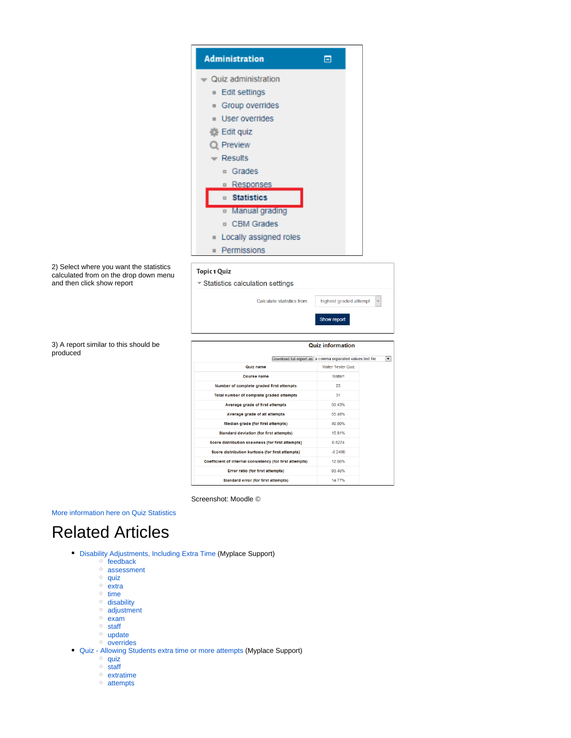2) Select where you want the statistics calculated from on the drop down menu and then click show report

3) A report similar to this should be produced

Screenshot: Moodle ©

More information here on Quiz Statistics

# Related Articles

- Disability Adjustments, Including Extra Time (Myplace Support)
  - feedback
  - assessment
  - quiz
  - extra
  - time
  - disability
  - adjustment
  - exam
  - staff
  - update
  - overrides
- Quiz - Allowing Students extra time or more attempts (Myplace Support)
  - quiz
  - staff
  - extratime
  - attempts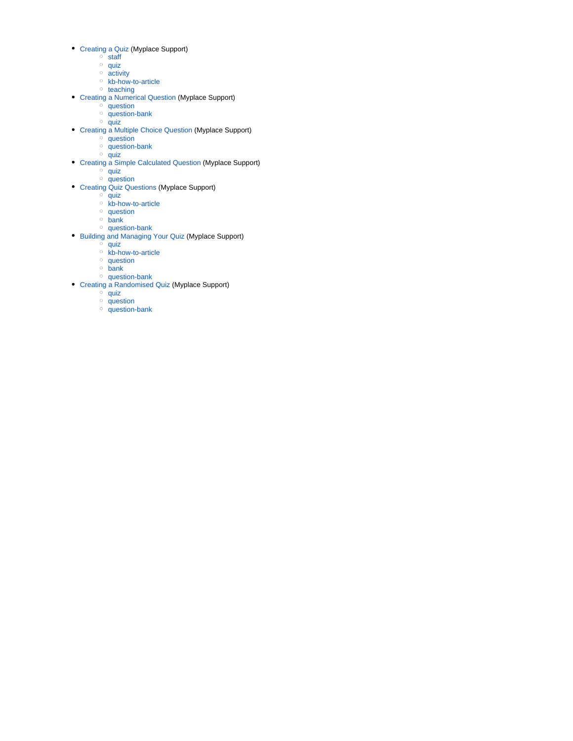- Creating a Quiz (Myplace Support)
    - staff
    - quiz
    - activity
    - kb-how-to-article
    - teaching
- Creating a Numerical Question (Myplace Support)
    - question
    - question-bank
    - quiz
- Creating a Multiple Choice Question (Myplace Support)
    - question
    - question-bank
    - quiz
- Creating a Simple Calculated Question (Myplace Support)
    - quiz
    - question
- Creating Quiz Questions (Myplace Support)
    - quiz
    - kb-how-to-article
    - question
    - bank
    - question-bank
- Building and Managing Your Quiz (Myplace Support)
    - quiz
    - kb-how-to-article
    - question
    - bank
    - question-bank
- Creating a Randomised Quiz (Myplace Support)
    - quiz
    - question
    - question-bank